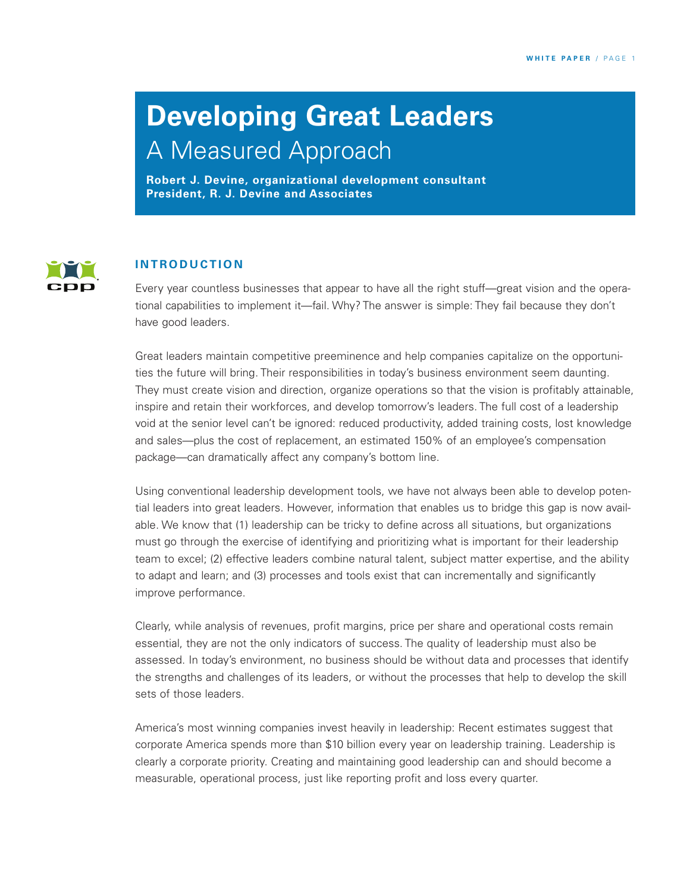# Developing Great Leaders

## A Measured Approach

**Robert J. Devine, organizational development consultant**
**President, R. J. Devine and Associates**

## INTRODUCTION

Every year countless businesses that appear to have all the right stuff—great vision and the operational capabilities to implement it—fail. Why? The answer is simple: They fail because they don't have good leaders.

Great leaders maintain competitive preeminence and help companies capitalize on the opportunities the future will bring. Their responsibilities in today's business environment seem daunting. They must create vision and direction, organize operations so that the vision is profitably attainable, inspire and retain their workforces, and develop tomorrow's leaders. The full cost of a leadership void at the senior level can't be ignored: reduced productivity, added training costs, lost knowledge and sales—plus the cost of replacement, an estimated 150% of an employee's compensation package—can dramatically affect any company's bottom line.

Using conventional leadership development tools, we have not always been able to develop potential leaders into great leaders. However, information that enables us to bridge this gap is now available. We know that (1) leadership can be tricky to define across all situations, but organizations must go through the exercise of identifying and prioritizing what is important for their leadership team to excel; (2) effective leaders combine natural talent, subject matter expertise, and the ability to adapt and learn; and (3) processes and tools exist that can incrementally and significantly improve performance.

Clearly, while analysis of revenues, profit margins, price per share and operational costs remain essential, they are not the only indicators of success. The quality of leadership must also be assessed. In today's environment, no business should be without data and processes that identify the strengths and challenges of its leaders, or without the processes that help to develop the skill sets of those leaders.

America's most winning companies invest heavily in leadership: Recent estimates suggest that corporate America spends more than $10 billion every year on leadership training. Leadership is clearly a corporate priority. Creating and maintaining good leadership can and should become a measurable, operational process, just like reporting profit and loss every quarter.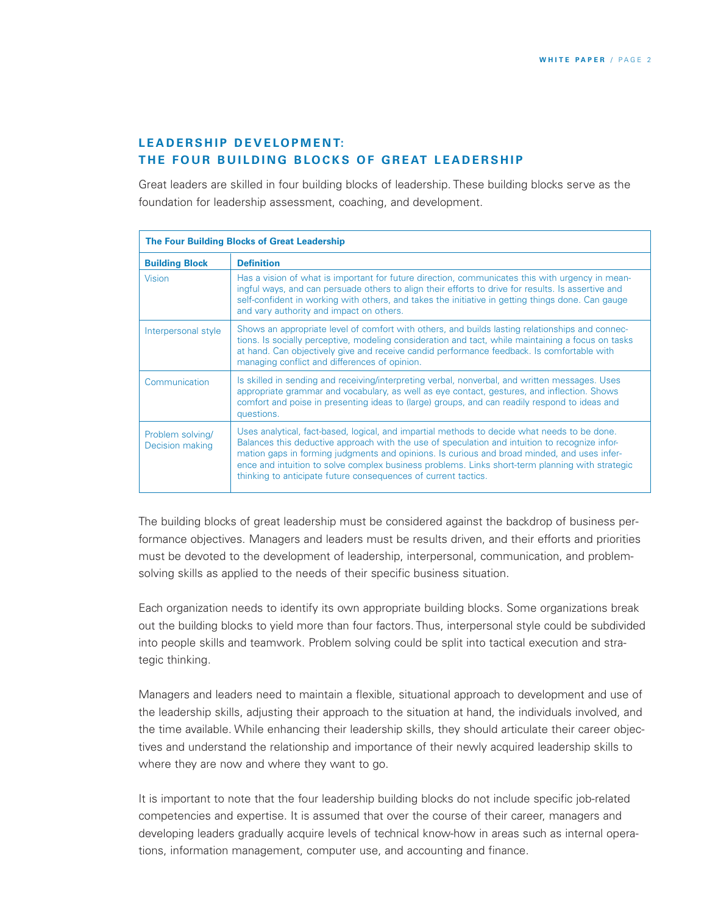## LEADERSHIP DEVELOPMENT: THE FOUR BUILDING BLOCKS OF GREAT LEADERSHIP

Great leaders are skilled in four building blocks of leadership. These building blocks serve as the foundation for leadership assessment, coaching, and development.

**The Four Building Blocks of Great Leadership**

| Building Block | Definition |
|---|---|
| Vision | Has a vision of what is important for future direction, communicates this with urgency in meaningful ways, and can persuade others to align their efforts to drive for results. Is assertive and self-confident in working with others, and takes the initiative in getting things done. Can gauge and vary authority and impact on others. |
| Interpersonal style | Shows an appropriate level of comfort with others, and builds lasting relationships and connections. Is socially perceptive, modeling consideration and tact, while maintaining a focus on tasks at hand. Can objectively give and receive candid performance feedback. Is comfortable with managing conflict and differences of opinion. |
| Communication | Is skilled in sending and receiving/interpreting verbal, nonverbal, and written messages. Uses appropriate grammar and vocabulary, as well as eye contact, gestures, and inflection. Shows comfort and poise in presenting ideas to (large) groups, and can readily respond to ideas and questions. |
| Problem solving/ Decision making | Uses analytical, fact-based, logical, and impartial methods to decide what needs to be done. Balances this deductive approach with the use of speculation and intuition to recognize information gaps in forming judgments and opinions. Is curious and broad minded, and uses inference and intuition to solve complex business problems. Links short-term planning with strategic thinking to anticipate future consequences of current tactics. |

The building blocks of great leadership must be considered against the backdrop of business performance objectives. Managers and leaders must be results driven, and their efforts and priorities must be devoted to the development of leadership, interpersonal, communication, and problem-solving skills as applied to the needs of their specific business situation.

Each organization needs to identify its own appropriate building blocks. Some organizations break out the building blocks to yield more than four factors. Thus, interpersonal style could be subdivided into people skills and teamwork. Problem solving could be split into tactical execution and strategic thinking.

Managers and leaders need to maintain a flexible, situational approach to development and use of the leadership skills, adjusting their approach to the situation at hand, the individuals involved, and the time available. While enhancing their leadership skills, they should articulate their career objectives and understand the relationship and importance of their newly acquired leadership skills to where they are now and where they want to go.

It is important to note that the four leadership building blocks do not include specific job-related competencies and expertise. It is assumed that over the course of their career, managers and developing leaders gradually acquire levels of technical know-how in areas such as internal operations, information management, computer use, and accounting and finance.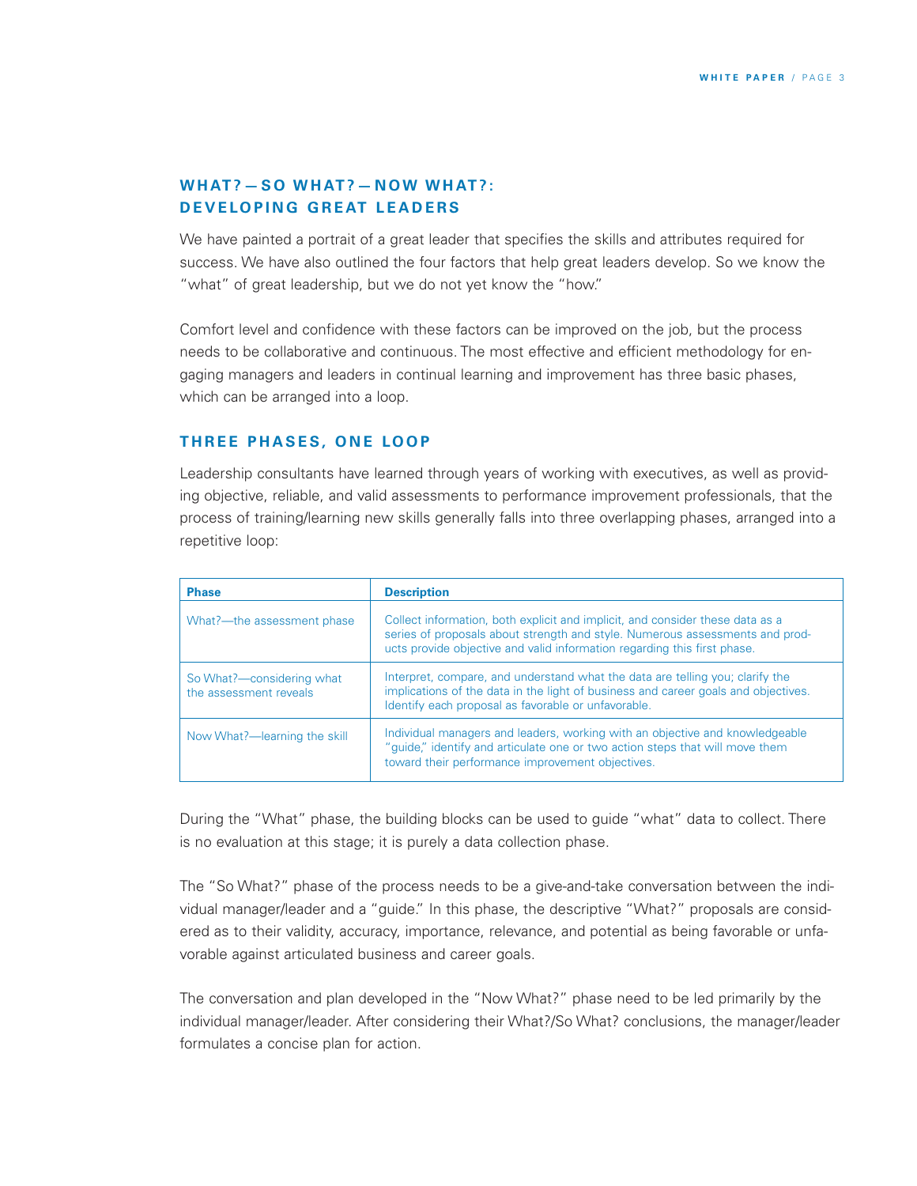## WHAT?—SO WHAT?—NOW WHAT?: DEVELOPING GREAT LEADERS

We have painted a portrait of a great leader that specifies the skills and attributes required for success. We have also outlined the four factors that help great leaders develop. So we know the "what" of great leadership, but we do not yet know the "how."

Comfort level and confidence with these factors can be improved on the job, but the process needs to be collaborative and continuous. The most effective and efficient methodology for engaging managers and leaders in continual learning and improvement has three basic phases, which can be arranged into a loop.

### THREE PHASES, ONE LOOP

Leadership consultants have learned through years of working with executives, as well as providing objective, reliable, and valid assessments to performance improvement professionals, that the process of training/learning new skills generally falls into three overlapping phases, arranged into a repetitive loop:

| Phase | Description |
| --- | --- |
| What?—the assessment phase | Collect information, both explicit and implicit, and consider these data as a series of proposals about strength and style. Numerous assessments and products provide objective and valid information regarding this first phase. |
| So What?—considering what the assessment reveals | Interpret, compare, and understand what the data are telling you; clarify the implications of the data in the light of business and career goals and objectives. Identify each proposal as favorable or unfavorable. |
| Now What?—learning the skill | Individual managers and leaders, working with an objective and knowledgeable "guide," identify and articulate one or two action steps that will move them toward their performance improvement objectives. |

During the "What" phase, the building blocks can be used to guide "what" data to collect. There is no evaluation at this stage; it is purely a data collection phase.

The "So What?" phase of the process needs to be a give-and-take conversation between the individual manager/leader and a "guide." In this phase, the descriptive "What?" proposals are considered as to their validity, accuracy, importance, relevance, and potential as being favorable or unfavorable against articulated business and career goals.

The conversation and plan developed in the "Now What?" phase need to be led primarily by the individual manager/leader. After considering their What?/So What? conclusions, the manager/leader formulates a concise plan for action.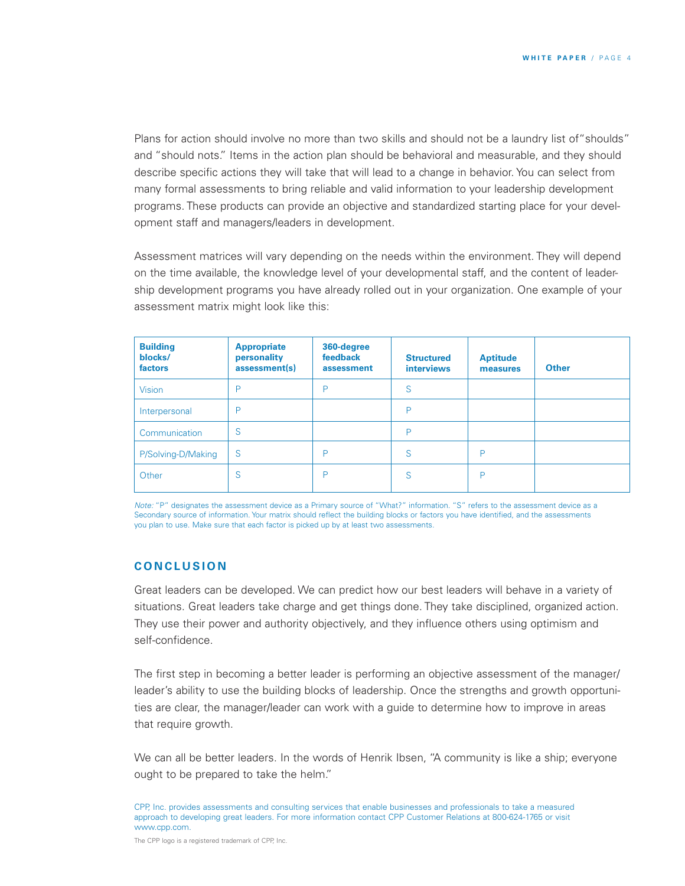Plans for action should involve no more than two skills and should not be a laundry list of "shoulds" and "should nots." Items in the action plan should be behavioral and measurable, and they should describe specific actions they will take that will lead to a change in behavior. You can select from many formal assessments to bring reliable and valid information to your leadership development programs. These products can provide an objective and standardized starting place for your development staff and managers/leaders in development.

Assessment matrices will vary depending on the needs within the environment. They will depend on the time available, the knowledge level of your developmental staff, and the content of leadership development programs you have already rolled out in your organization. One example of your assessment matrix might look like this:

| Building blocks/ factors | Appropriate personality assessment(s) | 360-degree feedback assessment | Structured interviews | Aptitude measures | Other |
|---|---|---|---|---|---|
| Vision | P | P | S | | |
| Interpersonal | P | | P | | |
| Communication | S | | P | | |
| P/Solving-D/Making | S | P | S | P | |
| Other | S | P | S | P | |

*Note:* "P" designates the assessment device as a Primary source of "What?" information. "S" refers to the assessment device as a Secondary source of information. Your matrix should reflect the building blocks or factors you have identified, and the assessments you plan to use. Make sure that each factor is picked up by at least two assessments.

## CONCLUSION

Great leaders can be developed. We can predict how our best leaders will behave in a variety of situations. Great leaders take charge and get things done. They take disciplined, organized action. They use their power and authority objectively, and they influence others using optimism and self-confidence.

The first step in becoming a better leader is performing an objective assessment of the manager/leader's ability to use the building blocks of leadership. Once the strengths and growth opportunities are clear, the manager/leader can work with a guide to determine how to improve in areas that require growth.

We can all be better leaders. In the words of Henrik Ibsen, "A community is like a ship; everyone ought to be prepared to take the helm."

CPP, Inc. provides assessments and consulting services that enable businesses and professionals to take a measured approach to developing great leaders. For more information contact CPP Customer Relations at 800-624-1765 or visit www.cpp.com.

The CPP logo is a registered trademark of CPP, Inc.